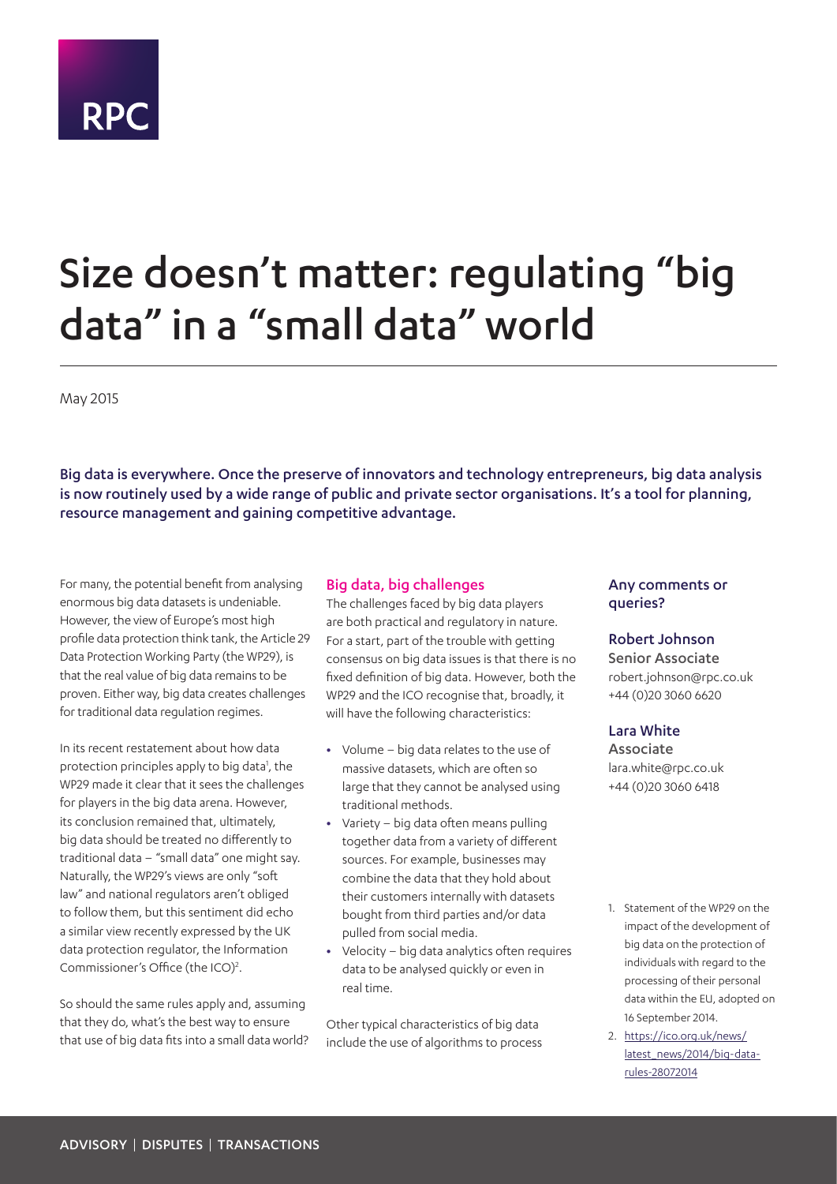RPC

# Size doesn't matter: regulating "big data" in a "small data" world

May 2015

**Big data is everywhere. Once the preserve of innovators and technology entrepreneurs, big data analysis is now routinely used by a wide range of public and private sector organisations. It's a tool for planning, resource management and gaining competitive advantage.**

For many, the potential benefit from analysing enormous big data datasets is undeniable. However, the view of Europe's most high profile data protection think tank, the Article 29 Data Protection Working Party (the WP29), is that the real value of big data remains to be proven. Either way, big data creates challenges for traditional data regulation regimes.

In its recent restatement about how data protection principles apply to big data[1], the WP29 made it clear that it sees the challenges for players in the big data arena. However, its conclusion remained that, ultimately, big data should be treated no differently to traditional data – "small data" one might say. Naturally, the WP29's views are only "soft law" and national regulators aren't obliged to follow them, but this sentiment did echo a similar view recently expressed by the UK data protection regulator, the Information Commissioner's Office (the ICO)[2].

So should the same rules apply and, assuming that they do, what's the best way to ensure that use of big data fits into a small data world?

## Big data, big challenges

The challenges faced by big data players are both practical and regulatory in nature. For a start, part of the trouble with getting consensus on big data issues is that there is no fixed definition of big data. However, both the WP29 and the ICO recognise that, broadly, it will have the following characteristics:

- Volume – big data relates to the use of massive datasets, which are often so large that they cannot be analysed using traditional methods.
- Variety – big data often means pulling together data from a variety of different sources. For example, businesses may combine the data that they hold about their customers internally with datasets bought from third parties and/or data pulled from social media.
- Velocity – big data analytics often requires data to be analysed quickly or even in real time.

Other typical characteristics of big data include the use of algorithms to process

### Any comments or queries?

**Robert Johnson**
Senior Associate
robert.johnson@rpc.co.uk
+44 (0)20 3060 6620

**Lara White**
Associate
lara.white@rpc.co.uk
+44 (0)20 3060 6418

1. Statement of the WP29 on the impact of the development of big data on the protection of individuals with regard to the processing of their personal data within the EU, adopted on 16 September 2014.
2. https://ico.org.uk/news/latest_news/2014/big-data-rules-28072014

ADVISORY | DISPUTES | TRANSACTIONS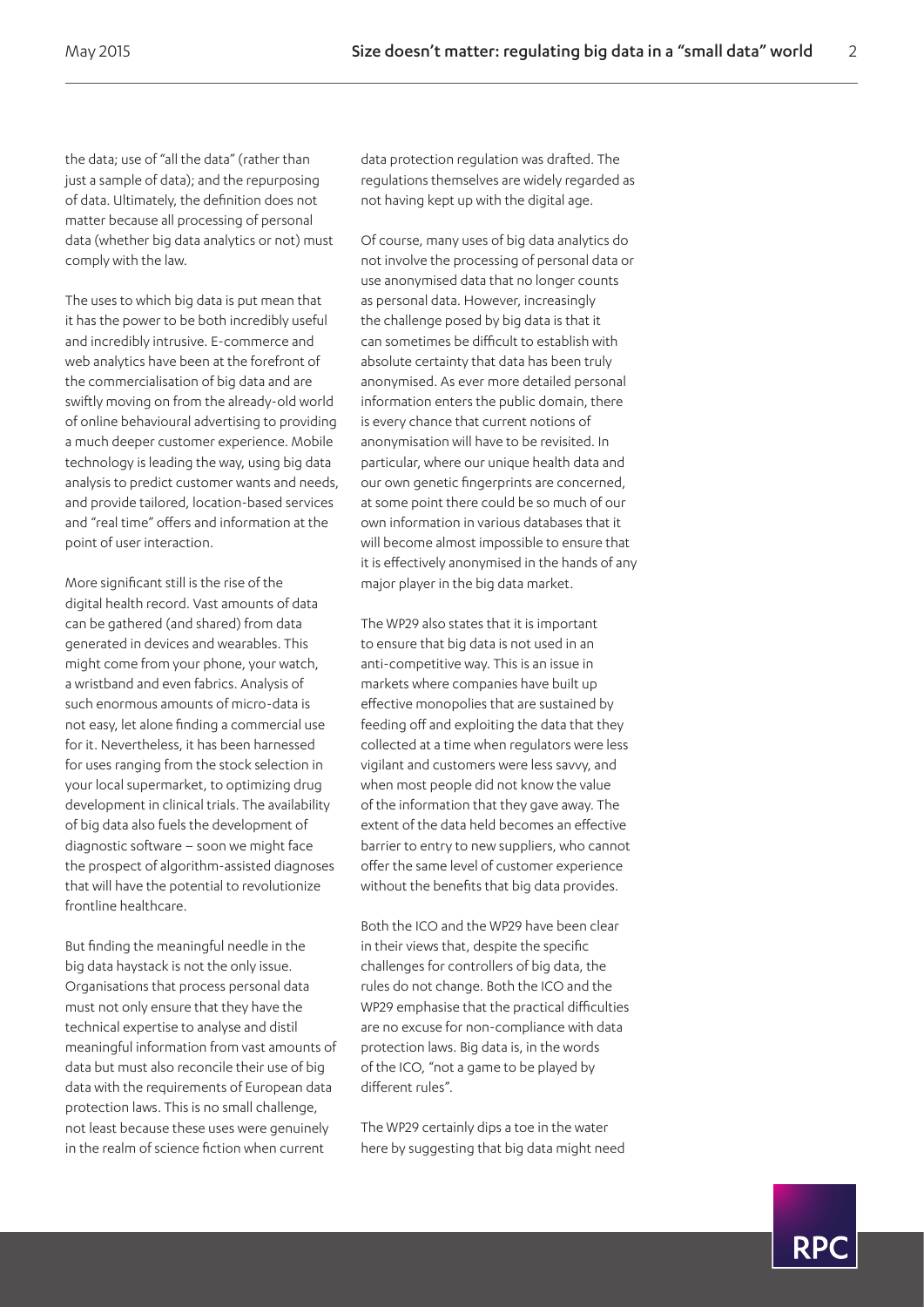the data; use of "all the data" (rather than just a sample of data); and the repurposing of data. Ultimately, the definition does not matter because all processing of personal data (whether big data analytics or not) must comply with the law.

The uses to which big data is put mean that it has the power to be both incredibly useful and incredibly intrusive. E-commerce and web analytics have been at the forefront of the commercialisation of big data and are swiftly moving on from the already-old world of online behavioural advertising to providing a much deeper customer experience. Mobile technology is leading the way, using big data analysis to predict customer wants and needs, and provide tailored, location-based services and "real time" offers and information at the point of user interaction.

More significant still is the rise of the digital health record. Vast amounts of data can be gathered (and shared) from data generated in devices and wearables. This might come from your phone, your watch, a wristband and even fabrics. Analysis of such enormous amounts of micro-data is not easy, let alone finding a commercial use for it. Nevertheless, it has been harnessed for uses ranging from the stock selection in your local supermarket, to optimizing drug development in clinical trials. The availability of big data also fuels the development of diagnostic software – soon we might face the prospect of algorithm-assisted diagnoses that will have the potential to revolutionize frontline healthcare.

But finding the meaningful needle in the big data haystack is not the only issue. Organisations that process personal data must not only ensure that they have the technical expertise to analyse and distil meaningful information from vast amounts of data but must also reconcile their use of big data with the requirements of European data protection laws. This is no small challenge, not least because these uses were genuinely in the realm of science fiction when current data protection regulation was drafted. The regulations themselves are widely regarded as not having kept up with the digital age.

Of course, many uses of big data analytics do not involve the processing of personal data or use anonymised data that no longer counts as personal data. However, increasingly the challenge posed by big data is that it can sometimes be difficult to establish with absolute certainty that data has been truly anonymised. As ever more detailed personal information enters the public domain, there is every chance that current notions of anonymisation will have to be revisited. In particular, where our unique health data and our own genetic fingerprints are concerned, at some point there could be so much of our own information in various databases that it will become almost impossible to ensure that it is effectively anonymised in the hands of any major player in the big data market.

The WP29 also states that it is important to ensure that big data is not used in an anti-competitive way. This is an issue in markets where companies have built up effective monopolies that are sustained by feeding off and exploiting the data that they collected at a time when regulators were less vigilant and customers were less savvy, and when most people did not know the value of the information that they gave away. The extent of the data held becomes an effective barrier to entry to new suppliers, who cannot offer the same level of customer experience without the benefits that big data provides.

Both the ICO and the WP29 have been clear in their views that, despite the specific challenges for controllers of big data, the rules do not change. Both the ICO and the WP29 emphasise that the practical difficulties are no excuse for non-compliance with data protection laws. Big data is, in the words of the ICO, "not a game to be played by different rules".

The WP29 certainly dips a toe in the water here by suggesting that big data might need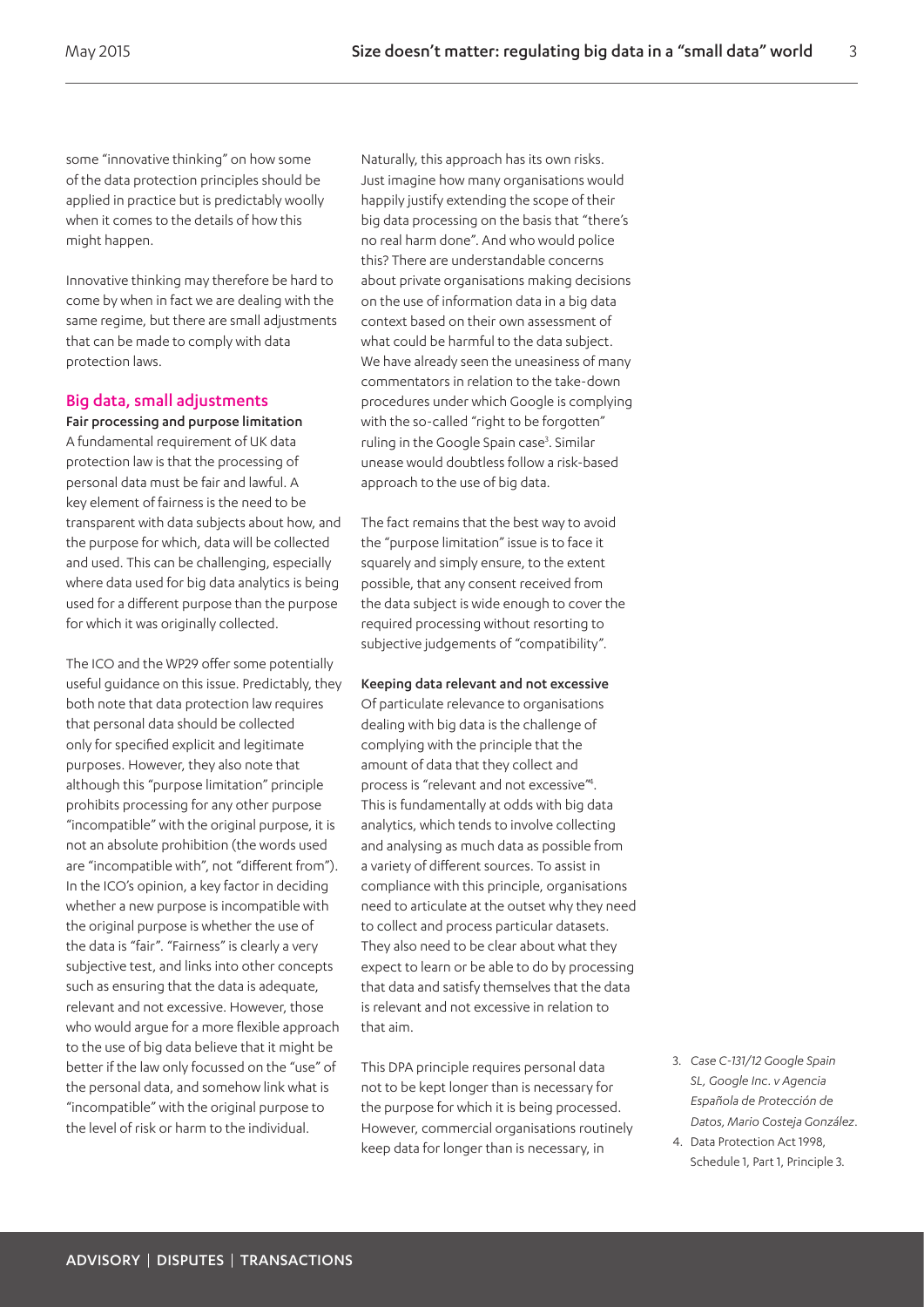some "innovative thinking" on how some of the data protection principles should be applied in practice but is predictably woolly when it comes to the details of how this might happen.

Innovative thinking may therefore be hard to come by when in fact we are dealing with the same regime, but there are small adjustments that can be made to comply with data protection laws.

## Big data, small adjustments

### Fair processing and purpose limitation

A fundamental requirement of UK data protection law is that the processing of personal data must be fair and lawful. A key element of fairness is the need to be transparent with data subjects about how, and the purpose for which, data will be collected and used. This can be challenging, especially where data used for big data analytics is being used for a different purpose than the purpose for which it was originally collected.

The ICO and the WP29 offer some potentially useful guidance on this issue. Predictably, they both note that data protection law requires that personal data should be collected only for specified explicit and legitimate purposes. However, they also note that although this "purpose limitation" principle prohibits processing for any other purpose "incompatible" with the original purpose, it is not an absolute prohibition (the words used are "incompatible with", not "different from"). In the ICO's opinion, a key factor in deciding whether a new purpose is incompatible with the original purpose is whether the use of the data is "fair". "Fairness" is clearly a very subjective test, and links into other concepts such as ensuring that the data is adequate, relevant and not excessive. However, those who would argue for a more flexible approach to the use of big data believe that it might be better if the law only focussed on the "use" of the personal data, and somehow link what is "incompatible" with the original purpose to the level of risk or harm to the individual.

Naturally, this approach has its own risks. Just imagine how many organisations would happily justify extending the scope of their big data processing on the basis that "there's no real harm done". And who would police this? There are understandable concerns about private organisations making decisions on the use of information data in a big data context based on their own assessment of what could be harmful to the data subject. We have already seen the uneasiness of many commentators in relation to the take-down procedures under which Google is complying with the so-called "right to be forgotten" ruling in the Google Spain case[3]. Similar unease would doubtless follow a risk-based approach to the use of big data.

The fact remains that the best way to avoid the "purpose limitation" issue is to face it squarely and simply ensure, to the extent possible, that any consent received from the data subject is wide enough to cover the required processing without resorting to subjective judgements of "compatibility".

### Keeping data relevant and not excessive

Of particulate relevance to organisations dealing with big data is the challenge of complying with the principle that the amount of data that they collect and process is "relevant and not excessive"[4]. This is fundamentally at odds with big data analytics, which tends to involve collecting and analysing as much data as possible from a variety of different sources. To assist in compliance with this principle, organisations need to articulate at the outset why they need to collect and process particular datasets. They also need to be clear about what they expect to learn or be able to do by processing that data and satisfy themselves that the data is relevant and not excessive in relation to that aim.

This DPA principle requires personal data not to be kept longer than is necessary for the purpose for which it is being processed. However, commercial organisations routinely keep data for longer than is necessary, in

3. *Case C-131/12 Google Spain SL, Google Inc. v Agencia Española de Protección de Datos, Mario Costeja González.*
4. Data Protection Act 1998, Schedule 1, Part 1, Principle 3.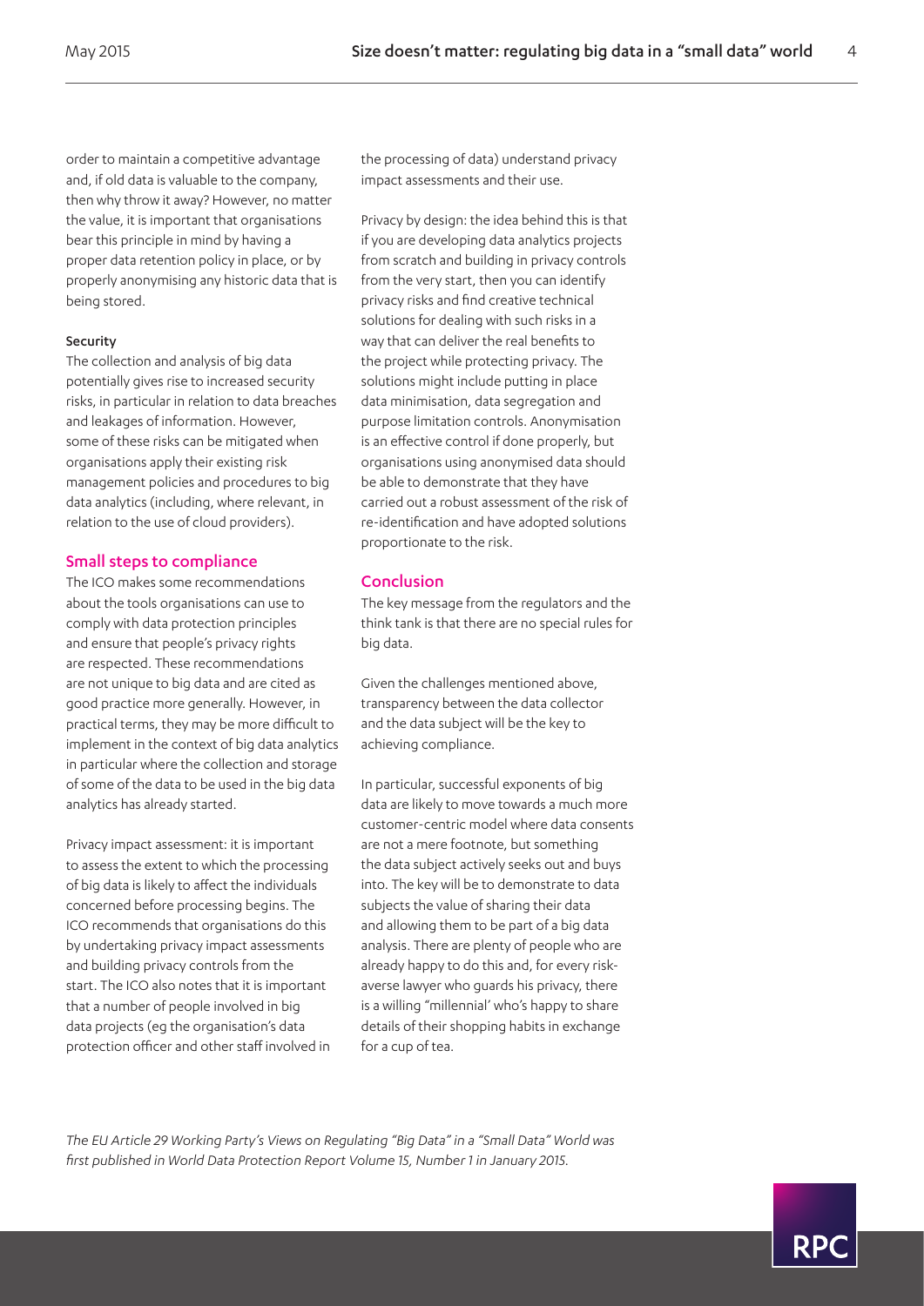order to maintain a competitive advantage and, if old data is valuable to the company, then why throw it away? However, no matter the value, it is important that organisations bear this principle in mind by having a proper data retention policy in place, or by properly anonymising any historic data that is being stored.

#### Security

The collection and analysis of big data potentially gives rise to increased security risks, in particular in relation to data breaches and leakages of information. However, some of these risks can be mitigated when organisations apply their existing risk management policies and procedures to big data analytics (including, where relevant, in relation to the use of cloud providers).

## Small steps to compliance

The ICO makes some recommendations about the tools organisations can use to comply with data protection principles and ensure that people's privacy rights are respected. These recommendations are not unique to big data and are cited as good practice more generally. However, in practical terms, they may be more difficult to implement in the context of big data analytics in particular where the collection and storage of some of the data to be used in the big data analytics has already started.

Privacy impact assessment: it is important to assess the extent to which the processing of big data is likely to affect the individuals concerned before processing begins. The ICO recommends that organisations do this by undertaking privacy impact assessments and building privacy controls from the start. The ICO also notes that it is important that a number of people involved in big data projects (eg the organisation's data protection officer and other staff involved in the processing of data) understand privacy impact assessments and their use.

Privacy by design: the idea behind this is that if you are developing data analytics projects from scratch and building in privacy controls from the very start, then you can identify privacy risks and find creative technical solutions for dealing with such risks in a way that can deliver the real benefits to the project while protecting privacy. The solutions might include putting in place data minimisation, data segregation and purpose limitation controls. Anonymisation is an effective control if done properly, but organisations using anonymised data should be able to demonstrate that they have carried out a robust assessment of the risk of re-identification and have adopted solutions proportionate to the risk.

## Conclusion

The key message from the regulators and the think tank is that there are no special rules for big data.

Given the challenges mentioned above, transparency between the data collector and the data subject will be the key to achieving compliance.

In particular, successful exponents of big data are likely to move towards a much more customer-centric model where data consents are not a mere footnote, but something the data subject actively seeks out and buys into. The key will be to demonstrate to data subjects the value of sharing their data and allowing them to be part of a big data analysis. There are plenty of people who are already happy to do this and, for every risk-averse lawyer who guards his privacy, there is a willing "millennial' who's happy to share details of their shopping habits in exchange for a cup of tea.

*The EU Article 29 Working Party's Views on Regulating "Big Data" in a "Small Data" World was first published in World Data Protection Report Volume 15, Number 1 in January 2015.*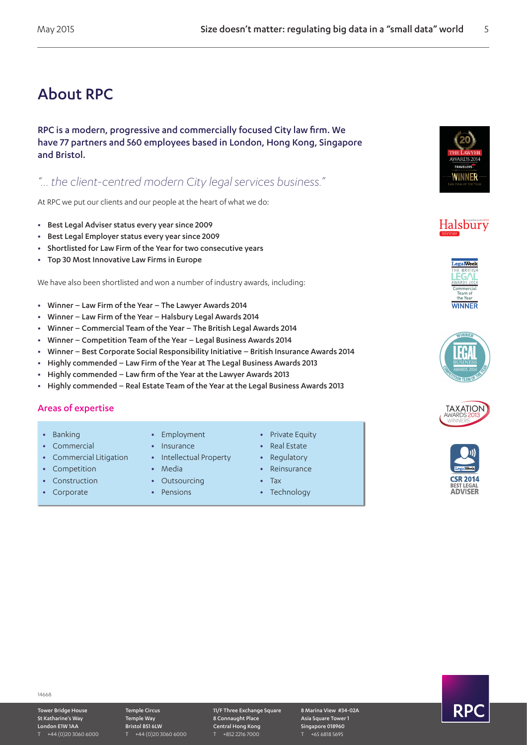# About RPC

**RPC is a modern, progressive and commercially focused City law firm. We have 77 partners and 560 employees based in London, Hong Kong, Singapore and Bristol.**

*"... the client-centred modern City legal services business."*

At RPC we put our clients and our people at the heart of what we do:

- **Best Legal Adviser status every year since 2009**
- **Best Legal Employer status every year since 2009**
- **Shortlisted for Law Firm of the Year for two consecutive years**
- **Top 30 Most Innovative Law Firms in Europe**

We have also been shortlisted and won a number of industry awards, including:

- **Winner – Law Firm of the Year – The Lawyer Awards 2014**
- **Winner – Law Firm of the Year – Halsbury Legal Awards 2014**
- **Winner – Commercial Team of the Year – The British Legal Awards 2014**
- **Winner – Competition Team of the Year – Legal Business Awards 2014**
- **Winner – Best Corporate Social Responsibility Initiative – British Insurance Awards 2014**
- **Highly commended – Law Firm of the Year at The Legal Business Awards 2013**
- **Highly commended – Law firm of the Year at the Lawyer Awards 2013**
- **Highly commended – Real Estate Team of the Year at the Legal Business Awards 2013**

## Areas of expertise

- Banking
- Commercial
- Commercial Litigation
- Competition
- Construction
- Corporate
- Employment
- Insurance
- Intellectual Property
- Media
- Outsourcing
- Pensions
- Private Equity
- Real Estate
- Regulatory
- Reinsurance
- Tax
- Technology

14668

**Tower Bridge House**
**St Katharine's Way**
**London E1W 1AA**
T +44 (0)20 3060 6000

**Temple Circus**
**Temple Way**
**Bristol BS1 6LW**
T +44 (0)20 3060 6000

**11/F Three Exchange Square**
**8 Connaught Place**
**Central Hong Kong**
T +852 2216 7000

**8 Marina View #34-02A**
**Asia Square Tower 1**
**Singapore 018960**
T +65 6818 5695